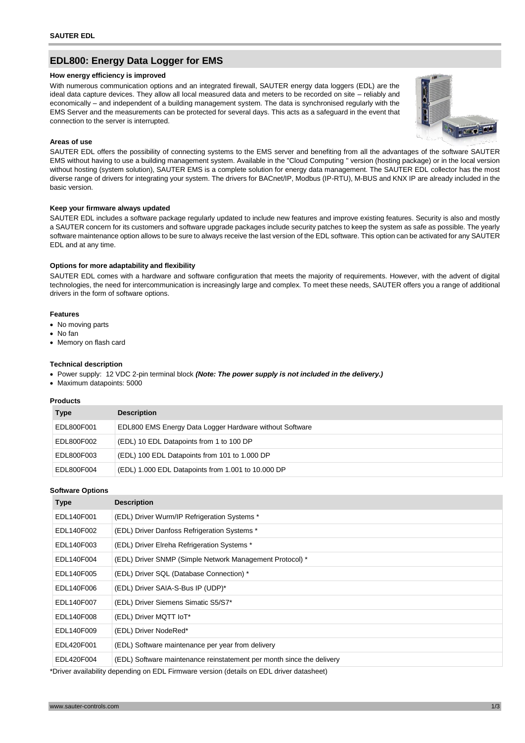**SAUTER EDL**

# EDL800: Energy Data Logger for EMS

### How energy efficiency is improved

With numerous communication options and an integrated firewall, SAUTER energy data loggers (EDL) are the ideal data capture devices. They allow all local measured data and meters to be recorded on site – reliably and economically – and independent of a building management system. The data is synchronised regularly with the EMS Server and the measurements can be protected for several days. This acts as a safeguard in the event that connection to the server is interrupted.

### Areas of use

SAUTER EDL offers the possibility of connecting systems to the EMS server and benefiting from all the advantages of the software SAUTER EMS without having to use a building management system. Available in the "Cloud Computing " version (hosting package) or in the local version without hosting (system solution), SAUTER EMS is a complete solution for energy data management. The SAUTER EDL collector has the most diverse range of drivers for integrating your system. The drivers for BACnet/IP, Modbus (IP-RTU), M-BUS and KNX IP are already included in the basic version.

### Keep your firmware always updated

SAUTER EDL includes a software package regularly updated to include new features and improve existing features. Security is also and mostly a SAUTER concern for its customers and software upgrade packages include security patches to keep the system as safe as possible. The yearly software maintenance option allows to be sure to always receive the last version of the EDL software. This option can be activated for any SAUTER EDL and at any time.

### Options for more adaptability and flexibility

SAUTER EDL comes with a hardware and software configuration that meets the majority of requirements. However, with the advent of digital technologies, the need for intercommunication is increasingly large and complex. To meet these needs, SAUTER offers you a range of additional drivers in the form of software options.

### Features

- No moving parts
- No fan
- Memory on flash card

### Technical description

- Power supply: 12 VDC 2-pin terminal block ***(Note: The power supply is not included in the delivery.)***
- Maximum datapoints: 5000

### Products

| Type | Description |
|---|---|
| EDL800F001 | EDL800 EMS Energy Data Logger Hardware without Software |
| EDL800F002 | (EDL) 10 EDL Datapoints from 1 to 100 DP |
| EDL800F003 | (EDL) 100 EDL Datapoints from 101 to 1.000 DP |
| EDL800F004 | (EDL) 1.000 EDL Datapoints from 1.001 to 10.000 DP |

### Software Options

| Type | Description |
|---|---|
| EDL140F001 | (EDL) Driver Wurm/IP Refrigeration Systems * |
| EDL140F002 | (EDL) Driver Danfoss Refrigeration Systems * |
| EDL140F003 | (EDL) Driver Elreha Refrigeration Systems * |
| EDL140F004 | (EDL) Driver SNMP (Simple Network Management Protocol) * |
| EDL140F005 | (EDL) Driver SQL (Database Connection) * |
| EDL140F006 | (EDL) Driver SAIA-S-Bus IP (UDP)* |
| EDL140F007 | (EDL) Driver Siemens Simatic S5/S7* |
| EDL140F008 | (EDL) Driver MQTT IoT* |
| EDL140F009 | (EDL) Driver NodeRed* |
| EDL420F001 | (EDL) Software maintenance per year from delivery |
| EDL420F004 | (EDL) Software maintenance reinstatement per month since the delivery |

*Driver availability depending on EDL Firmware version (details on EDL driver datasheet)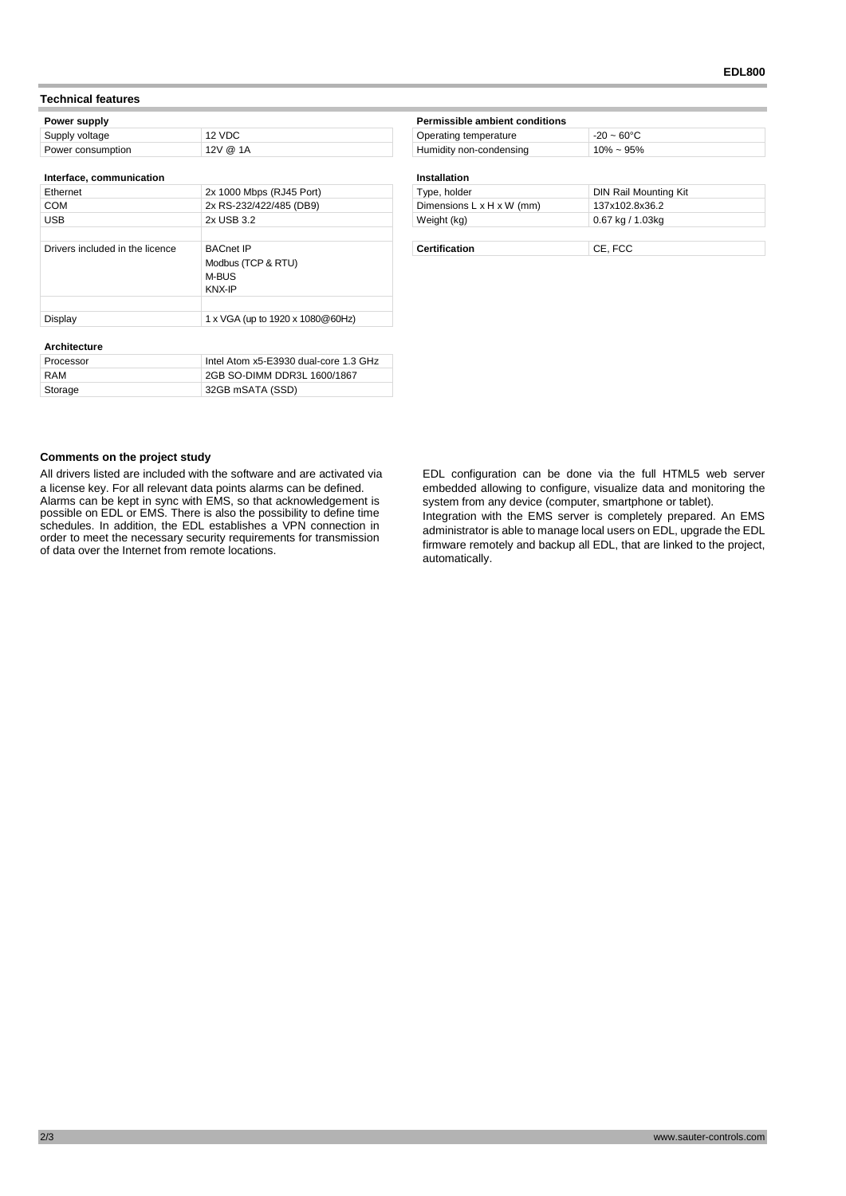## Technical features

### Power supply

| Power supply | |
|---|---|
| Supply voltage | 12 VDC |
| Power consumption | 12V @ 1A |

### Interface, communication

| Interface, communication | |
|---|---|
| Ethernet | 2x 1000 Mbps (RJ45 Port) |
| COM | 2x RS-232/422/485 (DB9) |
| USB | 2x USB 3.2 |
| | |
| Drivers included in the licence | BACnet IP<br>Modbus (TCP & RTU)<br>M-BUS<br>KNX-IP |
| | |
| Display | 1 x VGA (up to 1920 x 1080@60Hz) |

### Architecture

| Architecture | |
|---|---|
| Processor | Intel Atom x5-E3930 dual-core 1.3 GHz |
| RAM | 2GB SO-DIMM DDR3L 1600/1867 |
| Storage | 32GB mSATA (SSD) |

### Permissible ambient conditions

| Permissible ambient conditions | |
|---|---|
| Operating temperature | -20 ~ 60°C |
| Humidity non-condensing | 10% ~ 95% |

### Installation

| Installation | |
|---|---|
| Type, holder | DIN Rail Mounting Kit |
| Dimensions L x H x W (mm) | 137x102.8x36.2 |
| Weight (kg) | 0.67 kg / 1.03kg |

| Certification | CE, FCC |
|---|---|

## Comments on the project study

All drivers listed are included with the software and are activated via a license key. For all relevant data points alarms can be defined. Alarms can be kept in sync with EMS, so that acknowledgement is possible on EDL or EMS. There is also the possibility to define time schedules. In addition, the EDL establishes a VPN connection in order to meet the necessary security requirements for transmission of data over the Internet from remote locations.

EDL configuration can be done via the full HTML5 web server embedded allowing to configure, visualize data and monitoring the system from any device (computer, smartphone or tablet).
Integration with the EMS server is completely prepared. An EMS administrator is able to manage local users on EDL, upgrade the EDL firmware remotely and backup all EDL, that are linked to the project, automatically.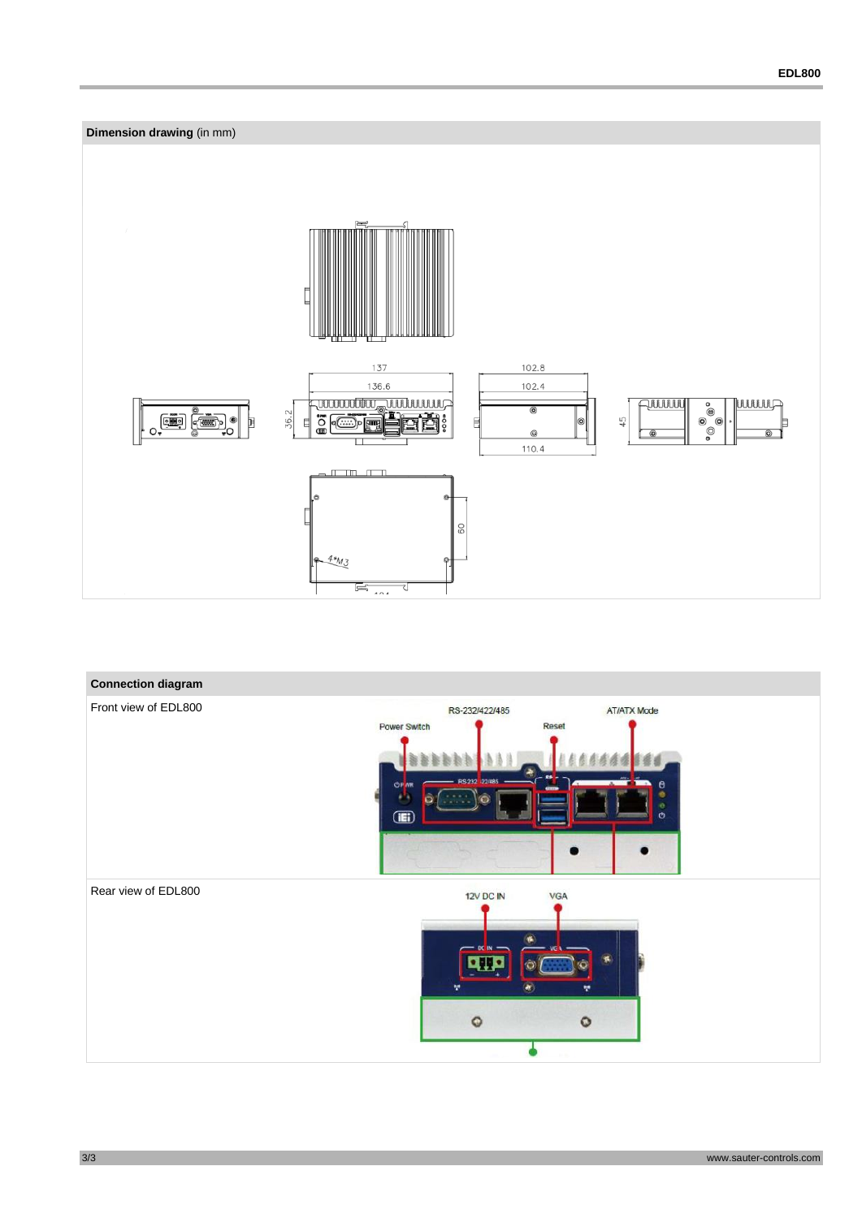## Dimension drawing (in mm)

137

136.6

102.8

102.4

110.4

36.2

45

60

4*M3

## Connection diagram

| | |
|---|---|
| Front view of EDL800 | Power Switch, RS-232/422/485, Reset, AT/ATX Mode |
| Rear view of EDL800 | 12V DC IN, VGA |